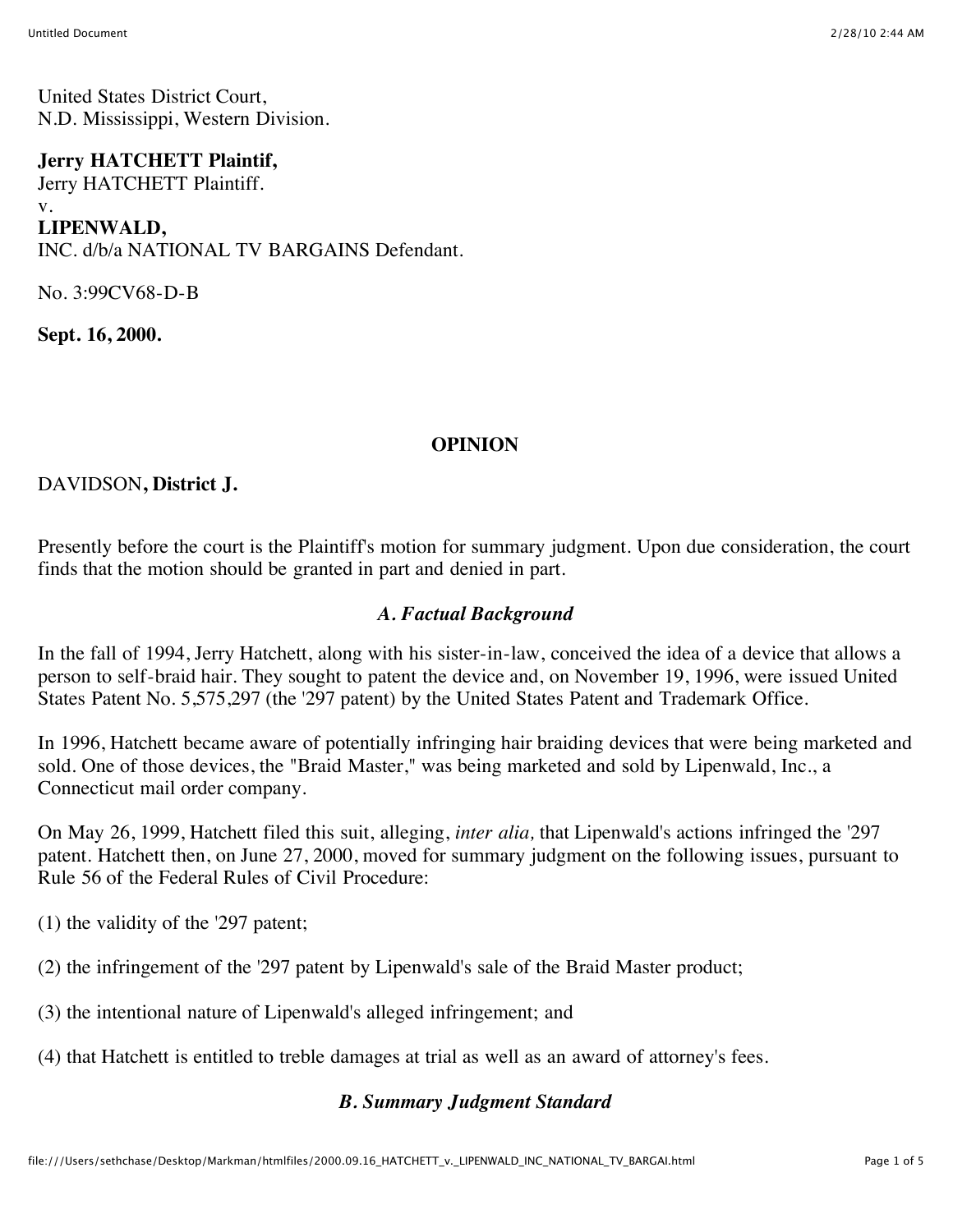United States District Court,
N.D. Mississippi, Western Division.

**Jerry HATCHETT Plaintif,**
Jerry HATCHETT Plaintiff.
v.
**LIPENWALD,**
INC. d/b/a NATIONAL TV BARGAINS Defendant.

No. 3:99CV68-D-B

**Sept. 16, 2000.**

## OPINION

DAVIDSON**, District J.**

Presently before the court is the Plaintiff's motion for summary judgment. Upon due consideration, the court finds that the motion should be granted in part and denied in part.

### *A. Factual Background*

In the fall of 1994, Jerry Hatchett, along with his sister-in-law, conceived the idea of a device that allows a person to self-braid hair. They sought to patent the device and, on November 19, 1996, were issued United States Patent No. 5,575,297 (the '297 patent) by the United States Patent and Trademark Office.

In 1996, Hatchett became aware of potentially infringing hair braiding devices that were being marketed and sold. One of those devices, the "Braid Master," was being marketed and sold by Lipenwald, Inc., a Connecticut mail order company.

On May 26, 1999, Hatchett filed this suit, alleging, *inter alia,* that Lipenwald's actions infringed the '297 patent. Hatchett then, on June 27, 2000, moved for summary judgment on the following issues, pursuant to Rule 56 of the Federal Rules of Civil Procedure:

(1) the validity of the '297 patent;

(2) the infringement of the '297 patent by Lipenwald's sale of the Braid Master product;

(3) the intentional nature of Lipenwald's alleged infringement; and

(4) that Hatchett is entitled to treble damages at trial as well as an award of attorney's fees.

### *B. Summary Judgment Standard*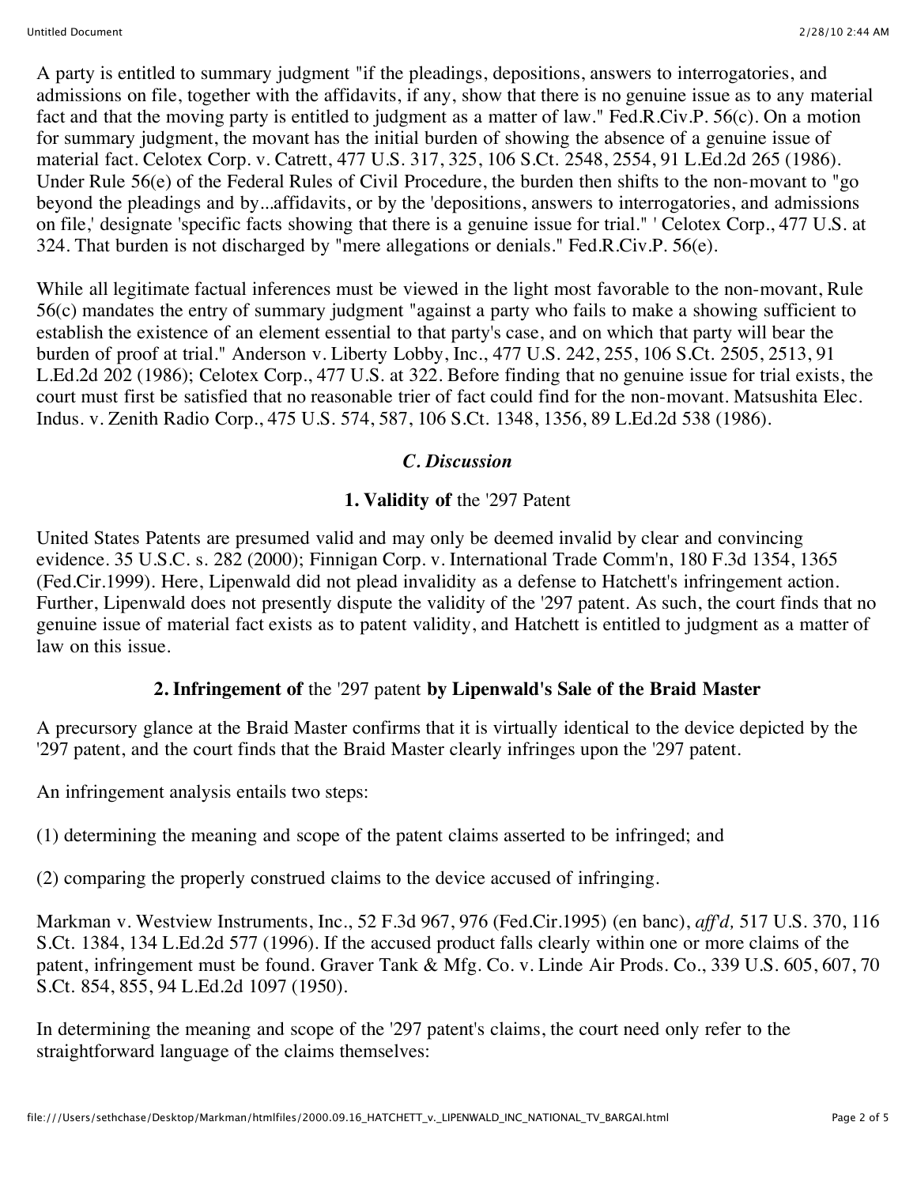A party is entitled to summary judgment "if the pleadings, depositions, answers to interrogatories, and admissions on file, together with the affidavits, if any, show that there is no genuine issue as to any material fact and that the moving party is entitled to judgment as a matter of law." Fed.R.Civ.P. 56(c). On a motion for summary judgment, the movant has the initial burden of showing the absence of a genuine issue of material fact. Celotex Corp. v. Catrett, 477 U.S. 317, 325, 106 S.Ct. 2548, 2554, 91 L.Ed.2d 265 (1986). Under Rule 56(e) of the Federal Rules of Civil Procedure, the burden then shifts to the non-movant to "go beyond the pleadings and by...affidavits, or by the 'depositions, answers to interrogatories, and admissions on file,' designate 'specific facts showing that there is a genuine issue for trial." ' Celotex Corp., 477 U.S. at 324. That burden is not discharged by "mere allegations or denials." Fed.R.Civ.P. 56(e).

While all legitimate factual inferences must be viewed in the light most favorable to the non-movant, Rule 56(c) mandates the entry of summary judgment "against a party who fails to make a showing sufficient to establish the existence of an element essential to that party's case, and on which that party will bear the burden of proof at trial." Anderson v. Liberty Lobby, Inc., 477 U.S. 242, 255, 106 S.Ct. 2505, 2513, 91 L.Ed.2d 202 (1986); Celotex Corp., 477 U.S. at 322. Before finding that no genuine issue for trial exists, the court must first be satisfied that no reasonable trier of fact could find for the non-movant. Matsushita Elec. Indus. v. Zenith Radio Corp., 475 U.S. 574, 587, 106 S.Ct. 1348, 1356, 89 L.Ed.2d 538 (1986).

### *C. Discussion*

#### **1. Validity of** the '297 Patent

United States Patents are presumed valid and may only be deemed invalid by clear and convincing evidence. 35 U.S.C. s. 282 (2000); Finnigan Corp. v. International Trade Comm'n, 180 F.3d 1354, 1365 (Fed.Cir.1999). Here, Lipenwald did not plead invalidity as a defense to Hatchett's infringement action. Further, Lipenwald does not presently dispute the validity of the '297 patent. As such, the court finds that no genuine issue of material fact exists as to patent validity, and Hatchett is entitled to judgment as a matter of law on this issue.

#### **2. Infringement of** the '297 patent **by Lipenwald's Sale of the Braid Master**

A precursory glance at the Braid Master confirms that it is virtually identical to the device depicted by the '297 patent, and the court finds that the Braid Master clearly infringes upon the '297 patent.

An infringement analysis entails two steps:

(1) determining the meaning and scope of the patent claims asserted to be infringed; and

(2) comparing the properly construed claims to the device accused of infringing.

Markman v. Westview Instruments, Inc., 52 F.3d 967, 976 (Fed.Cir.1995) (en banc), *aff'd,* 517 U.S. 370, 116 S.Ct. 1384, 134 L.Ed.2d 577 (1996). If the accused product falls clearly within one or more claims of the patent, infringement must be found. Graver Tank & Mfg. Co. v. Linde Air Prods. Co., 339 U.S. 605, 607, 70 S.Ct. 854, 855, 94 L.Ed.2d 1097 (1950).

In determining the meaning and scope of the '297 patent's claims, the court need only refer to the straightforward language of the claims themselves: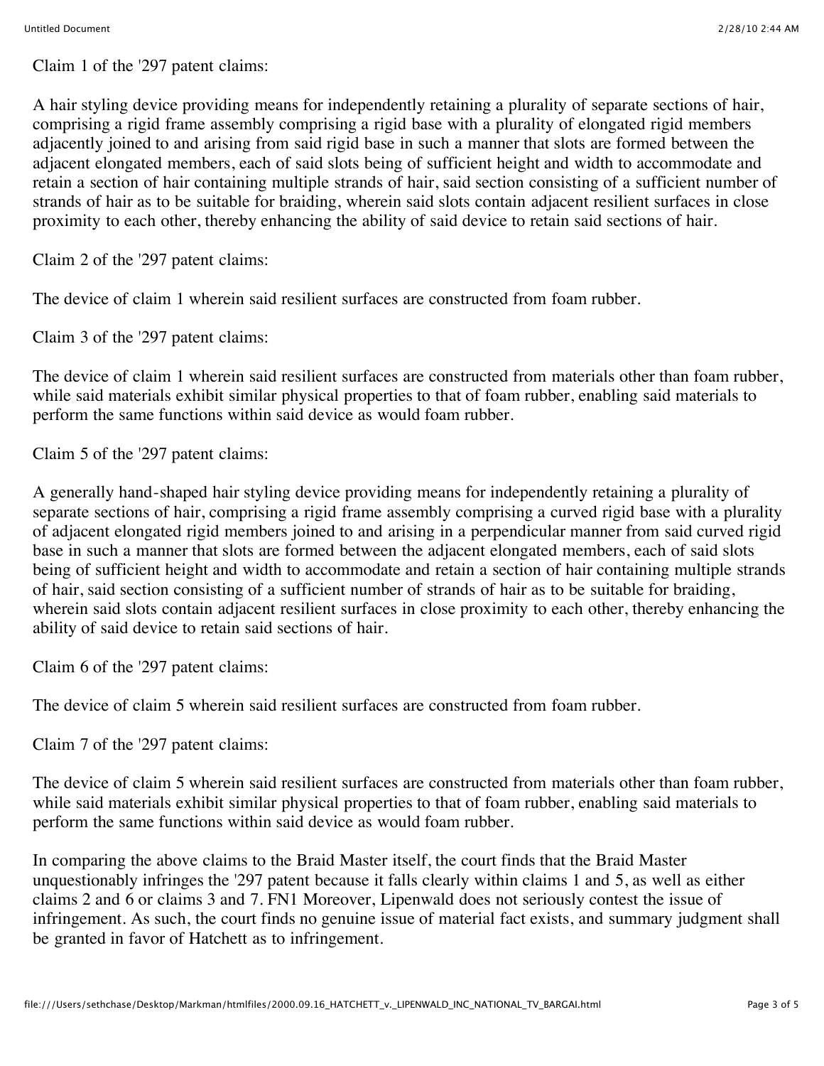Claim 1 of the '297 patent claims:

A hair styling device providing means for independently retaining a plurality of separate sections of hair, comprising a rigid frame assembly comprising a rigid base with a plurality of elongated rigid members adjacently joined to and arising from said rigid base in such a manner that slots are formed between the adjacent elongated members, each of said slots being of sufficient height and width to accommodate and retain a section of hair containing multiple strands of hair, said section consisting of a sufficient number of strands of hair as to be suitable for braiding, wherein said slots contain adjacent resilient surfaces in close proximity to each other, thereby enhancing the ability of said device to retain said sections of hair.

Claim 2 of the '297 patent claims:

The device of claim 1 wherein said resilient surfaces are constructed from foam rubber.

Claim 3 of the '297 patent claims:

The device of claim 1 wherein said resilient surfaces are constructed from materials other than foam rubber, while said materials exhibit similar physical properties to that of foam rubber, enabling said materials to perform the same functions within said device as would foam rubber.

Claim 5 of the '297 patent claims:

A generally hand-shaped hair styling device providing means for independently retaining a plurality of separate sections of hair, comprising a rigid frame assembly comprising a curved rigid base with a plurality of adjacent elongated rigid members joined to and arising in a perpendicular manner from said curved rigid base in such a manner that slots are formed between the adjacent elongated members, each of said slots being of sufficient height and width to accommodate and retain a section of hair containing multiple strands of hair, said section consisting of a sufficient number of strands of hair as to be suitable for braiding, wherein said slots contain adjacent resilient surfaces in close proximity to each other, thereby enhancing the ability of said device to retain said sections of hair.

Claim 6 of the '297 patent claims:

The device of claim 5 wherein said resilient surfaces are constructed from foam rubber.

Claim 7 of the '297 patent claims:

The device of claim 5 wherein said resilient surfaces are constructed from materials other than foam rubber, while said materials exhibit similar physical properties to that of foam rubber, enabling said materials to perform the same functions within said device as would foam rubber.

In comparing the above claims to the Braid Master itself, the court finds that the Braid Master unquestionably infringes the '297 patent because it falls clearly within claims 1 and 5, as well as either claims 2 and 6 or claims 3 and 7. FN1 Moreover, Lipenwald does not seriously contest the issue of infringement. As such, the court finds no genuine issue of material fact exists, and summary judgment shall be granted in favor of Hatchett as to infringement.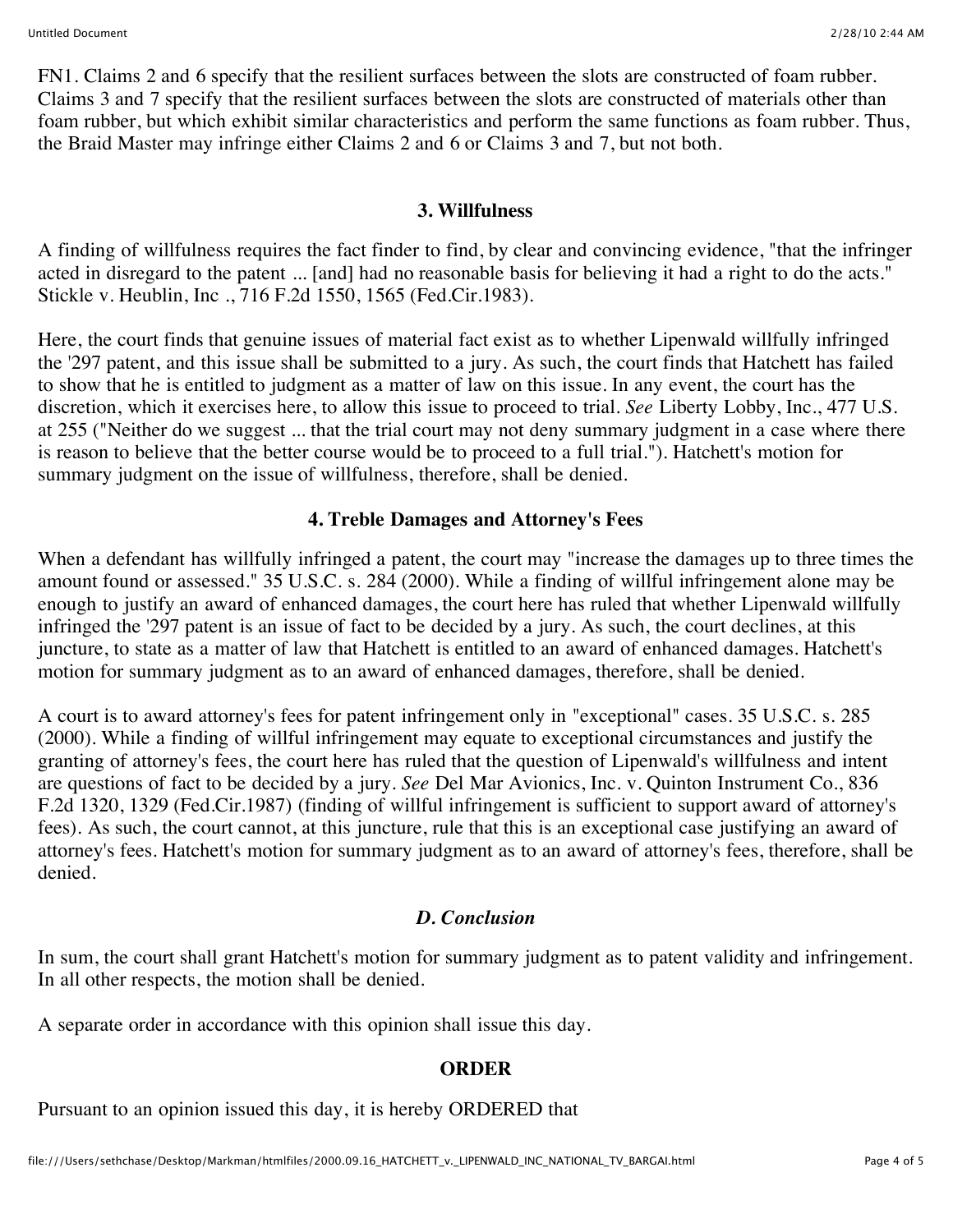FN1. Claims 2 and 6 specify that the resilient surfaces between the slots are constructed of foam rubber. Claims 3 and 7 specify that the resilient surfaces between the slots are constructed of materials other than foam rubber, but which exhibit similar characteristics and perform the same functions as foam rubber. Thus, the Braid Master may infringe either Claims 2 and 6 or Claims 3 and 7, but not both.

**3. Willfulness**

A finding of willfulness requires the fact finder to find, by clear and convincing evidence, "that the infringer acted in disregard to the patent ... [and] had no reasonable basis for believing it had a right to do the acts." Stickle v. Heublin, Inc ., 716 F.2d 1550, 1565 (Fed.Cir.1983).

Here, the court finds that genuine issues of material fact exist as to whether Lipenwald willfully infringed the '297 patent, and this issue shall be submitted to a jury. As such, the court finds that Hatchett has failed to show that he is entitled to judgment as a matter of law on this issue. In any event, the court has the discretion, which it exercises here, to allow this issue to proceed to trial. *See* Liberty Lobby, Inc., 477 U.S. at 255 ("Neither do we suggest ... that the trial court may not deny summary judgment in a case where there is reason to believe that the better course would be to proceed to a full trial."). Hatchett's motion for summary judgment on the issue of willfulness, therefore, shall be denied.

**4. Treble Damages and Attorney's Fees**

When a defendant has willfully infringed a patent, the court may "increase the damages up to three times the amount found or assessed." 35 U.S.C. s. 284 (2000). While a finding of willful infringement alone may be enough to justify an award of enhanced damages, the court here has ruled that whether Lipenwald willfully infringed the '297 patent is an issue of fact to be decided by a jury. As such, the court declines, at this juncture, to state as a matter of law that Hatchett is entitled to an award of enhanced damages. Hatchett's motion for summary judgment as to an award of enhanced damages, therefore, shall be denied.

A court is to award attorney's fees for patent infringement only in "exceptional" cases. 35 U.S.C. s. 285 (2000). While a finding of willful infringement may equate to exceptional circumstances and justify the granting of attorney's fees, the court here has ruled that the question of Lipenwald's willfulness and intent are questions of fact to be decided by a jury. *See* Del Mar Avionics, Inc. v. Quinton Instrument Co., 836 F.2d 1320, 1329 (Fed.Cir.1987) (finding of willful infringement is sufficient to support award of attorney's fees). As such, the court cannot, at this juncture, rule that this is an exceptional case justifying an award of attorney's fees. Hatchett's motion for summary judgment as to an award of attorney's fees, therefore, shall be denied.

***D. Conclusion***

In sum, the court shall grant Hatchett's motion for summary judgment as to patent validity and infringement. In all other respects, the motion shall be denied.

A separate order in accordance with this opinion shall issue this day.

**ORDER**

Pursuant to an opinion issued this day, it is hereby ORDERED that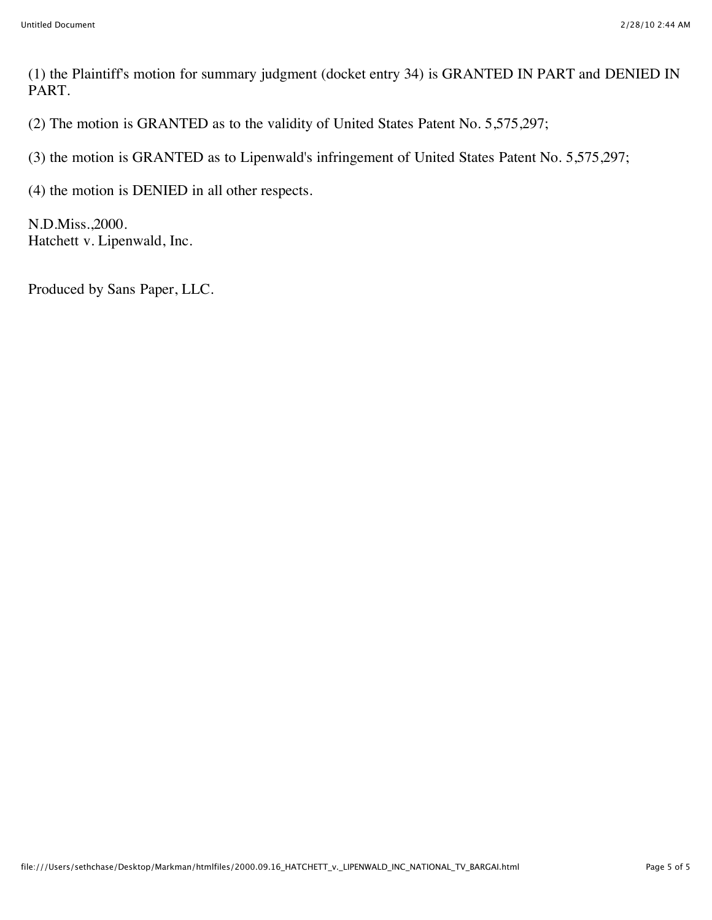(1) the Plaintiff's motion for summary judgment (docket entry 34) is GRANTED IN PART and DENIED IN PART.

(2) The motion is GRANTED as to the validity of United States Patent No. 5,575,297;

(3) the motion is GRANTED as to Lipenwald's infringement of United States Patent No. 5,575,297;

(4) the motion is DENIED in all other respects.

N.D.Miss.,2000.
Hatchett v. Lipenwald, Inc.

Produced by Sans Paper, LLC.